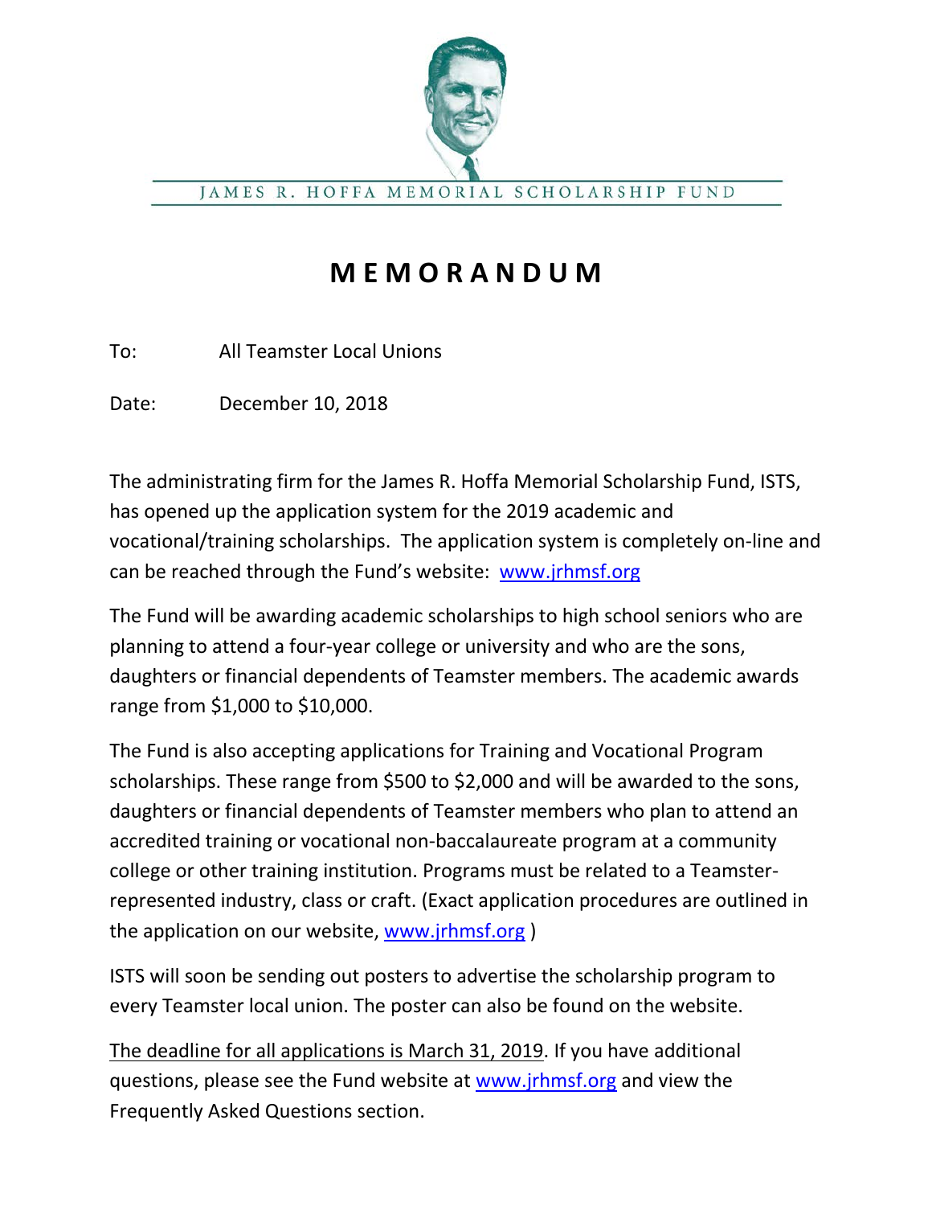JAMES R. HOFFA MEMORIAL SCHOLARSHIP FUND

# MEMORANDUM

To: All Teamster Local Unions

Date: December 10, 2018

The administrating firm for the James R. Hoffa Memorial Scholarship Fund, ISTS, has opened up the application system for the 2019 academic and vocational/training scholarships. The application system is completely on-line and can be reached through the Fund's website: www.jrhmsf.org

The Fund will be awarding academic scholarships to high school seniors who are planning to attend a four-year college or university and who are the sons, daughters or financial dependents of Teamster members. The academic awards range from $1,000 to $10,000.

The Fund is also accepting applications for Training and Vocational Program scholarships. These range from $500 to $2,000 and will be awarded to the sons, daughters or financial dependents of Teamster members who plan to attend an accredited training or vocational non-baccalaureate program at a community college or other training institution. Programs must be related to a Teamster-represented industry, class or craft. (Exact application procedures are outlined in the application on our website, www.jrhmsf.org )

ISTS will soon be sending out posters to advertise the scholarship program to every Teamster local union. The poster can also be found on the website.

The deadline for all applications is March 31, 2019. If you have additional questions, please see the Fund website at www.jrhmsf.org and view the Frequently Asked Questions section.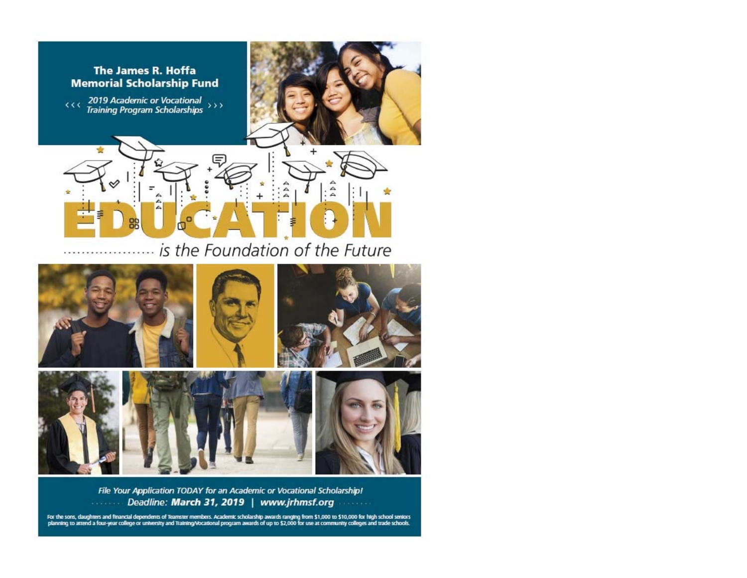## The James R. Hoffa Memorial Scholarship Fund

*<<< 2019 Academic or Vocational Training Program Scholarships >>>*

# EDUCATION

*is the Foundation of the Future*

*File Your Application TODAY for an Academic or Vocational Scholarship!*

*Deadline:* ***March 31, 2019*** | ***www.jrhmsf.org***

For the sons, daughters and financial dependents of Teamster members. Academic scholarship awards ranging from $1,000 to $10,000 for high school seniors planning to attend a four-year college or university and Training/Vocational program awards of up to $2,000 for use at community colleges and trade schools.